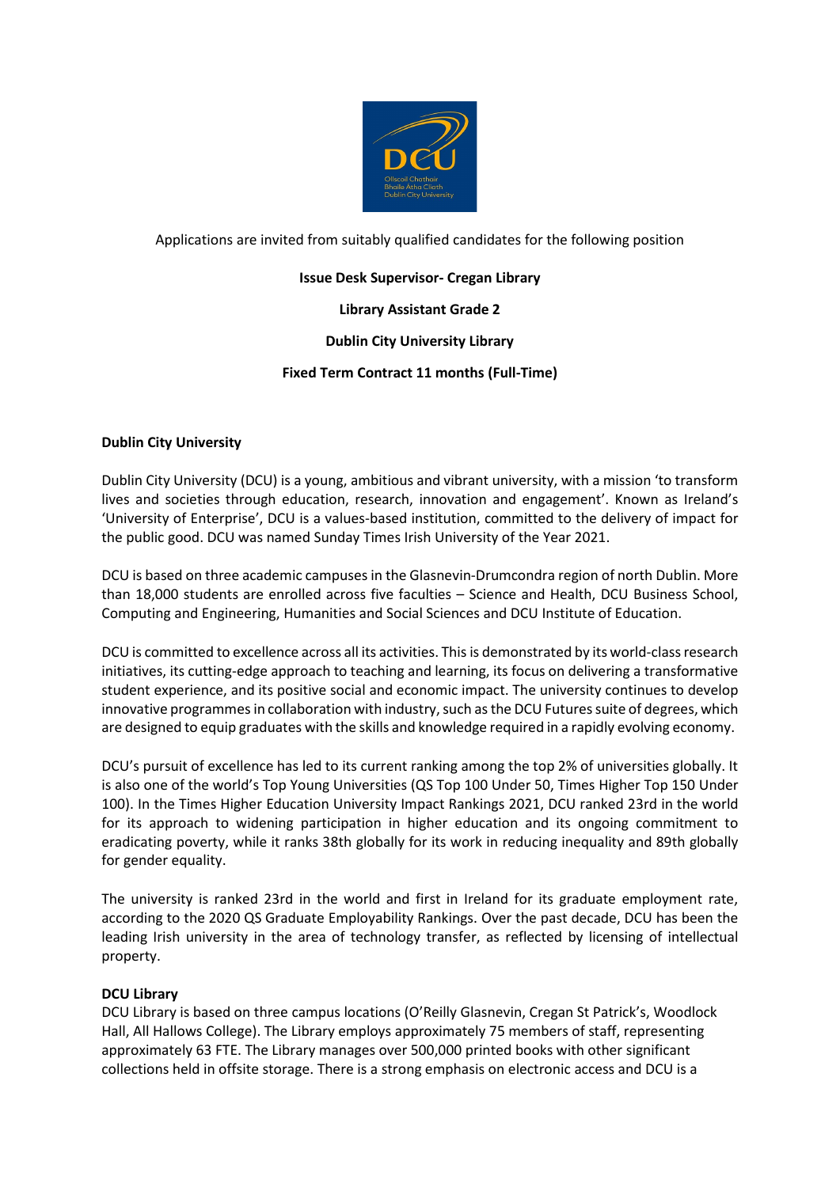Applications are invited from suitably qualified candidates for the following position

**Issue Desk Supervisor- Cregan Library**

**Library Assistant Grade 2**

**Dublin City University Library**

**Fixed Term Contract 11 months (Full-Time)**

## Dublin City University

Dublin City University (DCU) is a young, ambitious and vibrant university, with a mission 'to transform lives and societies through education, research, innovation and engagement'. Known as Ireland's 'University of Enterprise', DCU is a values-based institution, committed to the delivery of impact for the public good. DCU was named Sunday Times Irish University of the Year 2021.

DCU is based on three academic campuses in the Glasnevin-Drumcondra region of north Dublin. More than 18,000 students are enrolled across five faculties – Science and Health, DCU Business School, Computing and Engineering, Humanities and Social Sciences and DCU Institute of Education.

DCU is committed to excellence across all its activities. This is demonstrated by its world-class research initiatives, its cutting-edge approach to teaching and learning, its focus on delivering a transformative student experience, and its positive social and economic impact. The university continues to develop innovative programmes in collaboration with industry, such as the DCU Futures suite of degrees, which are designed to equip graduates with the skills and knowledge required in a rapidly evolving economy.

DCU's pursuit of excellence has led to its current ranking among the top 2% of universities globally. It is also one of the world's Top Young Universities (QS Top 100 Under 50, Times Higher Top 150 Under 100). In the Times Higher Education University Impact Rankings 2021, DCU ranked 23rd in the world for its approach to widening participation in higher education and its ongoing commitment to eradicating poverty, while it ranks 38th globally for its work in reducing inequality and 89th globally for gender equality.

The university is ranked 23rd in the world and first in Ireland for its graduate employment rate, according to the 2020 QS Graduate Employability Rankings. Over the past decade, DCU has been the leading Irish university in the area of technology transfer, as reflected by licensing of intellectual property.

## DCU Library

DCU Library is based on three campus locations (O'Reilly Glasnevin, Cregan St Patrick's, Woodlock Hall, All Hallows College). The Library employs approximately 75 members of staff, representing approximately 63 FTE. The Library manages over 500,000 printed books with other significant collections held in offsite storage. There is a strong emphasis on electronic access and DCU is a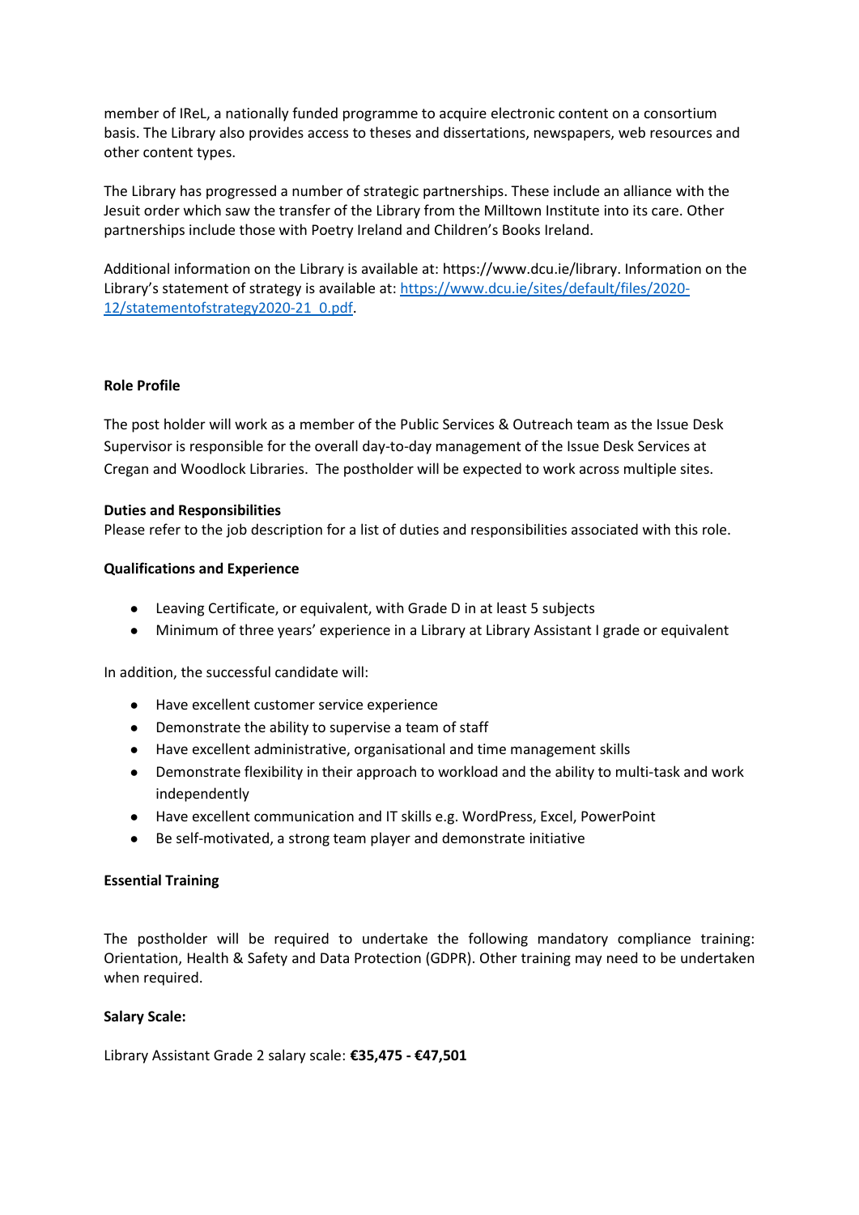member of IReL, a nationally funded programme to acquire electronic content on a consortium basis. The Library also provides access to theses and dissertations, newspapers, web resources and other content types.

The Library has progressed a number of strategic partnerships. These include an alliance with the Jesuit order which saw the transfer of the Library from the Milltown Institute into its care. Other partnerships include those with Poetry Ireland and Children's Books Ireland.

Additional information on the Library is available at: https://www.dcu.ie/library. Information on the Library's statement of strategy is available at: [https://www.dcu.ie/sites/default/files/2020-12/statementofstrategy2020-21_0.pdf](https://www.dcu.ie/sites/default/files/2020-12/statementofstrategy2020-21_0.pdf).

**Role Profile**

The post holder will work as a member of the Public Services & Outreach team as the Issue Desk Supervisor is responsible for the overall day-to-day management of the Issue Desk Services at Cregan and Woodlock Libraries. The postholder will be expected to work across multiple sites.

**Duties and Responsibilities**

Please refer to the job description for a list of duties and responsibilities associated with this role.

**Qualifications and Experience**

- Leaving Certificate, or equivalent, with Grade D in at least 5 subjects
- Minimum of three years' experience in a Library at Library Assistant I grade or equivalent

In addition, the successful candidate will:

- Have excellent customer service experience
- Demonstrate the ability to supervise a team of staff
- Have excellent administrative, organisational and time management skills
- Demonstrate flexibility in their approach to workload and the ability to multi-task and work independently
- Have excellent communication and IT skills e.g. WordPress, Excel, PowerPoint
- Be self-motivated, a strong team player and demonstrate initiative

**Essential Training**

The postholder will be required to undertake the following mandatory compliance training: Orientation, Health & Safety and Data Protection (GDPR). Other training may need to be undertaken when required.

**Salary Scale:**

Library Assistant Grade 2 salary scale: **€35,475 - €47,501**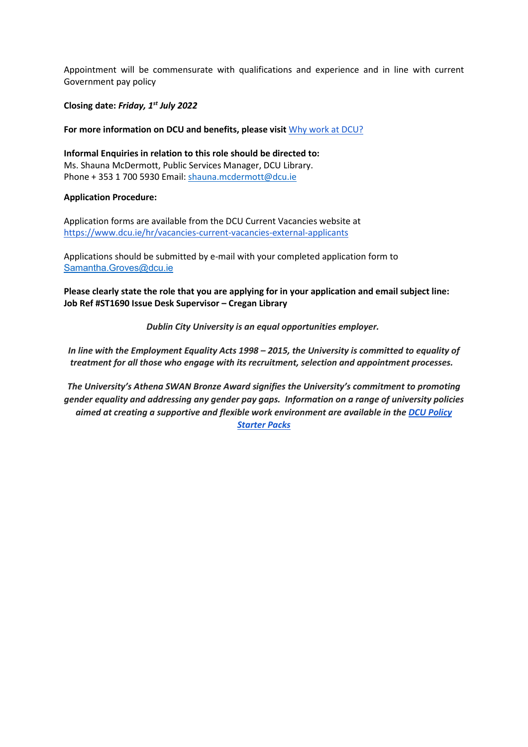Appointment will be commensurate with qualifications and experience and in line with current Government pay policy

**Closing date:** ***Friday, 1st July 2022***

**For more information on DCU and benefits, please visit** [Why work at DCU?]

**Informal Enquiries in relation to this role should be directed to:**
Ms. Shauna McDermott, Public Services Manager, DCU Library.
Phone + 353 1 700 5930 Email: shauna.mcdermott@dcu.ie

**Application Procedure:**

Application forms are available from the DCU Current Vacancies website at https://www.dcu.ie/hr/vacancies-current-vacancies-external-applicants

Applications should be submitted by e-mail with your completed application form to Samantha.Groves@dcu.ie

**Please clearly state the role that you are applying for in your application and email subject line: Job Ref #ST1690 Issue Desk Supervisor – Cregan Library**

***Dublin City University is an equal opportunities employer.***

***In line with the Employment Equality Acts 1998 – 2015, the University is committed to equality of treatment for all those who engage with its recruitment, selection and appointment processes.***

***The University's Athena SWAN Bronze Award signifies the University's commitment to promoting gender equality and addressing any gender pay gaps. Information on a range of university policies aimed at creating a supportive and flexible work environment are available in the DCU Policy Starter Packs***